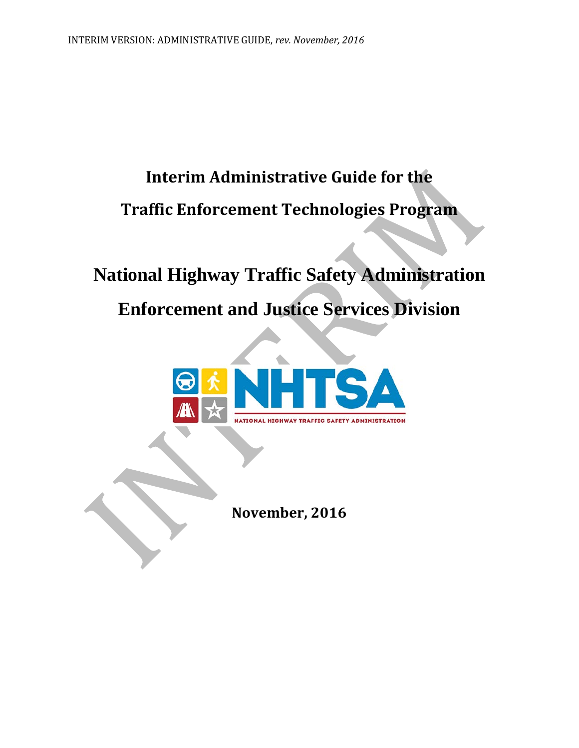# Interim Administrative Guide for the Traffic Enforcement Technologies Program

## National Highway Traffic Safety Administration

## Enforcement and Justice Services Division

**November, 2016**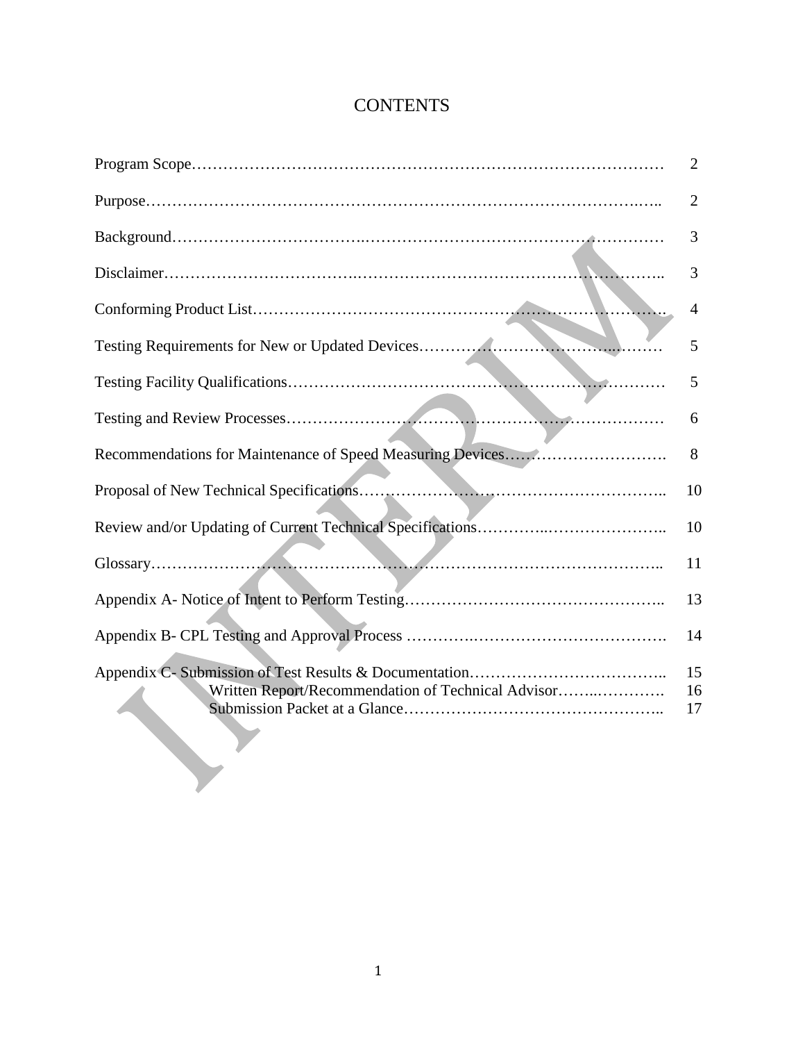# CONTENTS

| | |
|---|---|
| Program Scope | 2 |
| Purpose | 2 |
| Background | 3 |
| Disclaimer | 3 |
| Conforming Product List | 4 |
| Testing Requirements for New or Updated Devices | 5 |
| Testing Facility Qualifications | 5 |
| Testing and Review Processes | 6 |
| Recommendations for Maintenance of Speed Measuring Devices | 8 |
| Proposal of New Technical Specifications | 10 |
| Review and/or Updating of Current Technical Specifications | 10 |
| Glossary | 11 |
| Appendix A- Notice of Intent to Perform Testing | 13 |
| Appendix B- CPL Testing and Approval Process | 14 |
| Appendix C- Submission of Test Results & Documentation | 15 |
| Written Report/Recommendation of Technical Advisor | 16 |
| Submission Packet at a Glance | 17 |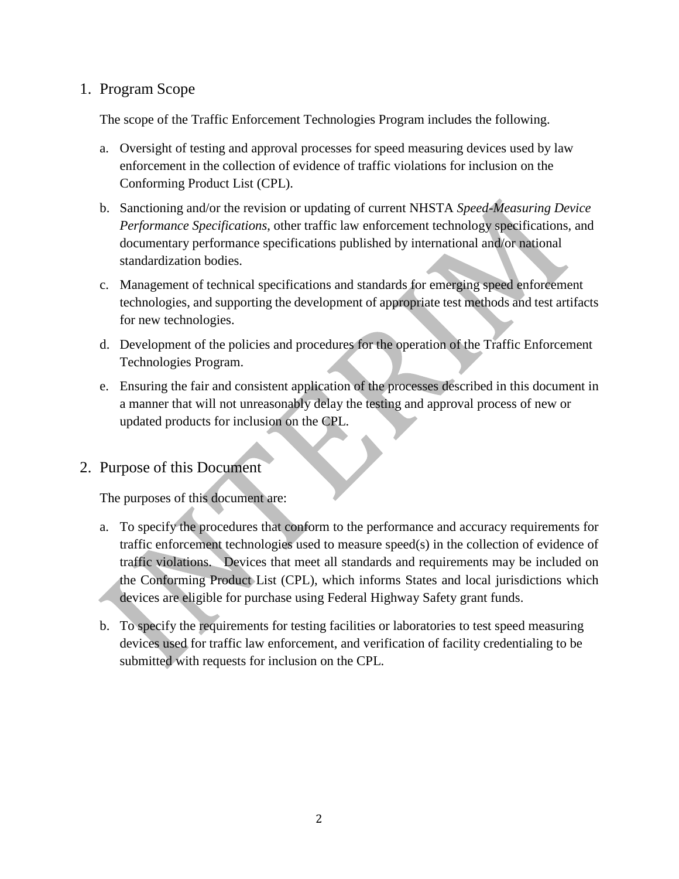## 1. Program Scope

The scope of the Traffic Enforcement Technologies Program includes the following.

a. Oversight of testing and approval processes for speed measuring devices used by law enforcement in the collection of evidence of traffic violations for inclusion on the Conforming Product List (CPL).

b. Sanctioning and/or the revision or updating of current NHSTA *Speed-Measuring Device Performance Specifications*, other traffic law enforcement technology specifications, and documentary performance specifications published by international and/or national standardization bodies.

c. Management of technical specifications and standards for emerging speed enforcement technologies, and supporting the development of appropriate test methods and test artifacts for new technologies.

d. Development of the policies and procedures for the operation of the Traffic Enforcement Technologies Program.

e. Ensuring the fair and consistent application of the processes described in this document in a manner that will not unreasonably delay the testing and approval process of new or updated products for inclusion on the CPL.

## 2. Purpose of this Document

The purposes of this document are:

a. To specify the procedures that conform to the performance and accuracy requirements for traffic enforcement technologies used to measure speed(s) in the collection of evidence of traffic violations. Devices that meet all standards and requirements may be included on the Conforming Product List (CPL), which informs States and local jurisdictions which devices are eligible for purchase using Federal Highway Safety grant funds.

b. To specify the requirements for testing facilities or laboratories to test speed measuring devices used for traffic law enforcement, and verification of facility credentialing to be submitted with requests for inclusion on the CPL.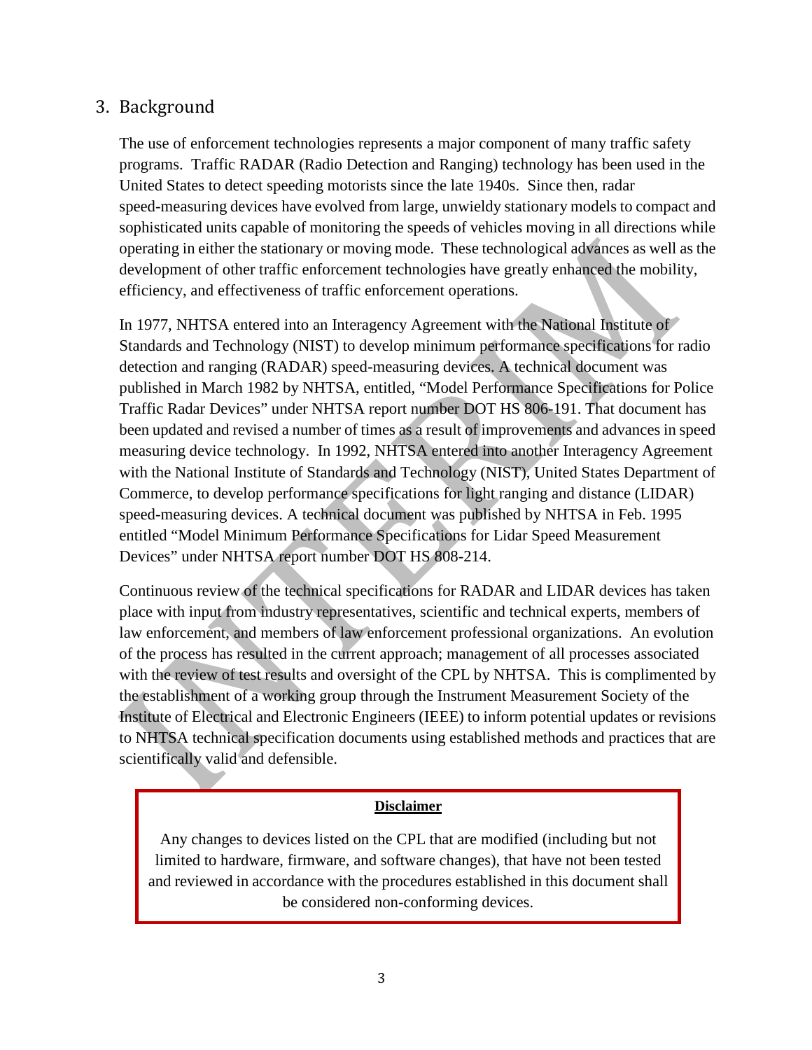## 3. Background

The use of enforcement technologies represents a major component of many traffic safety programs. Traffic RADAR (Radio Detection and Ranging) technology has been used in the United States to detect speeding motorists since the late 1940s. Since then, radar speed-measuring devices have evolved from large, unwieldy stationary models to compact and sophisticated units capable of monitoring the speeds of vehicles moving in all directions while operating in either the stationary or moving mode. These technological advances as well as the development of other traffic enforcement technologies have greatly enhanced the mobility, efficiency, and effectiveness of traffic enforcement operations.

In 1977, NHTSA entered into an Interagency Agreement with the National Institute of Standards and Technology (NIST) to develop minimum performance specifications for radio detection and ranging (RADAR) speed-measuring devices. A technical document was published in March 1982 by NHTSA, entitled, "Model Performance Specifications for Police Traffic Radar Devices" under NHTSA report number DOT HS 806-191. That document has been updated and revised a number of times as a result of improvements and advances in speed measuring device technology. In 1992, NHTSA entered into another Interagency Agreement with the National Institute of Standards and Technology (NIST), United States Department of Commerce, to develop performance specifications for light ranging and distance (LIDAR) speed-measuring devices. A technical document was published by NHTSA in Feb. 1995 entitled "Model Minimum Performance Specifications for Lidar Speed Measurement Devices" under NHTSA report number DOT HS 808-214.

Continuous review of the technical specifications for RADAR and LIDAR devices has taken place with input from industry representatives, scientific and technical experts, members of law enforcement, and members of law enforcement professional organizations. An evolution of the process has resulted in the current approach; management of all processes associated with the review of test results and oversight of the CPL by NHTSA. This is complimented by the establishment of a working group through the Instrument Measurement Society of the Institute of Electrical and Electronic Engineers (IEEE) to inform potential updates or revisions to NHTSA technical specification documents using established methods and practices that are scientifically valid and defensible.

**Disclaimer**

Any changes to devices listed on the CPL that are modified (including but not limited to hardware, firmware, and software changes), that have not been tested and reviewed in accordance with the procedures established in this document shall be considered non-conforming devices.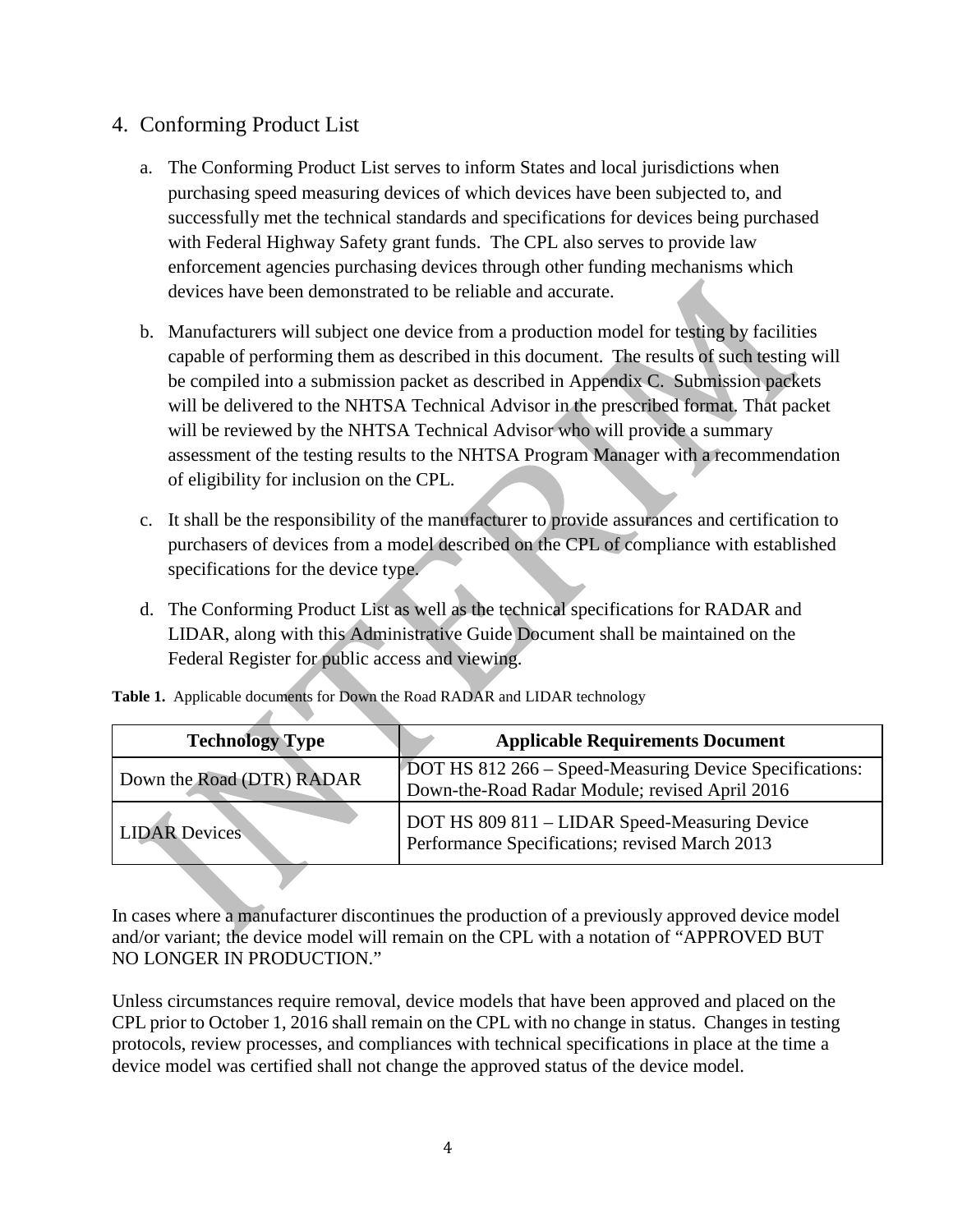## 4. Conforming Product List

a. The Conforming Product List serves to inform States and local jurisdictions when purchasing speed measuring devices of which devices have been subjected to, and successfully met the technical standards and specifications for devices being purchased with Federal Highway Safety grant funds. The CPL also serves to provide law enforcement agencies purchasing devices through other funding mechanisms which devices have been demonstrated to be reliable and accurate.

b. Manufacturers will subject one device from a production model for testing by facilities capable of performing them as described in this document. The results of such testing will be compiled into a submission packet as described in Appendix C. Submission packets will be delivered to the NHTSA Technical Advisor in the prescribed format. That packet will be reviewed by the NHTSA Technical Advisor who will provide a summary assessment of the testing results to the NHTSA Program Manager with a recommendation of eligibility for inclusion on the CPL.

c. It shall be the responsibility of the manufacturer to provide assurances and certification to purchasers of devices from a model described on the CPL of compliance with established specifications for the device type.

d. The Conforming Product List as well as the technical specifications for RADAR and LIDAR, along with this Administrative Guide Document shall be maintained on the Federal Register for public access and viewing.

**Table 1.** Applicable documents for Down the Road RADAR and LIDAR technology

| Technology Type | Applicable Requirements Document |
| --- | --- |
| Down the Road (DTR) RADAR | DOT HS 812 266 – Speed-Measuring Device Specifications: Down-the-Road Radar Module; revised April 2016 |
| LIDAR Devices | DOT HS 809 811 – LIDAR Speed-Measuring Device Performance Specifications; revised March 2013 |

In cases where a manufacturer discontinues the production of a previously approved device model and/or variant; the device model will remain on the CPL with a notation of "APPROVED BUT NO LONGER IN PRODUCTION."

Unless circumstances require removal, device models that have been approved and placed on the CPL prior to October 1, 2016 shall remain on the CPL with no change in status. Changes in testing protocols, review processes, and compliances with technical specifications in place at the time a device model was certified shall not change the approved status of the device model.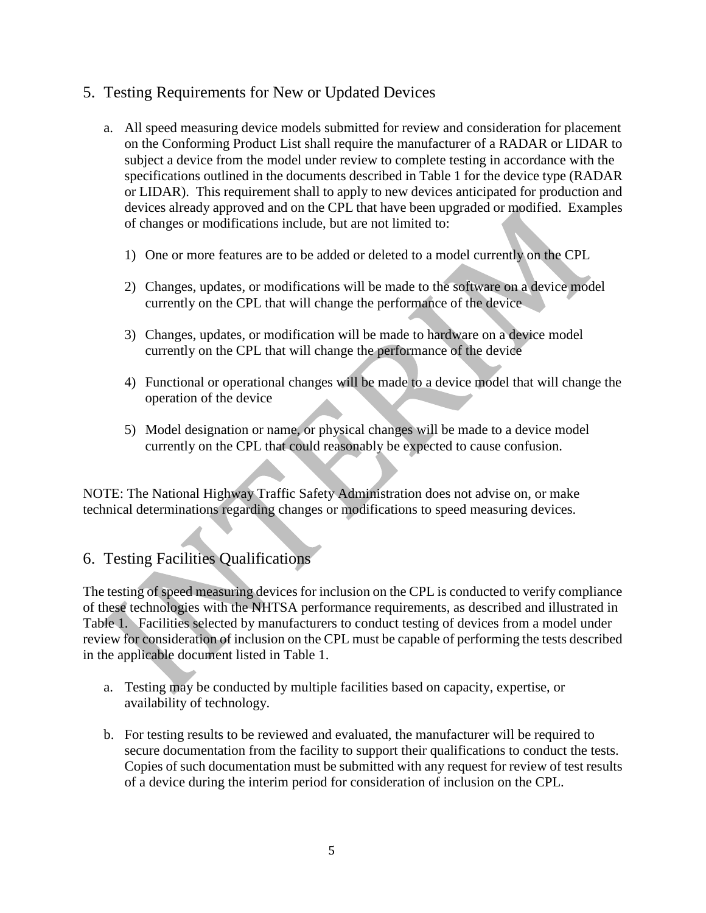## 5. Testing Requirements for New or Updated Devices

a. All speed measuring device models submitted for review and consideration for placement on the Conforming Product List shall require the manufacturer of a RADAR or LIDAR to subject a device from the model under review to complete testing in accordance with the specifications outlined in the documents described in Table 1 for the device type (RADAR or LIDAR). This requirement shall to apply to new devices anticipated for production and devices already approved and on the CPL that have been upgraded or modified. Examples of changes or modifications include, but are not limited to:

   1) One or more features are to be added or deleted to a model currently on the CPL

   2) Changes, updates, or modifications will be made to the software on a device model currently on the CPL that will change the performance of the device

   3) Changes, updates, or modification will be made to hardware on a device model currently on the CPL that will change the performance of the device

   4) Functional or operational changes will be made to a device model that will change the operation of the device

   5) Model designation or name, or physical changes will be made to a device model currently on the CPL that could reasonably be expected to cause confusion.

NOTE: The National Highway Traffic Safety Administration does not advise on, or make technical determinations regarding changes or modifications to speed measuring devices.

## 6. Testing Facilities Qualifications

The testing of speed measuring devices for inclusion on the CPL is conducted to verify compliance of these technologies with the NHTSA performance requirements, as described and illustrated in Table 1. Facilities selected by manufacturers to conduct testing of devices from a model under review for consideration of inclusion on the CPL must be capable of performing the tests described in the applicable document listed in Table 1.

a. Testing may be conducted by multiple facilities based on capacity, expertise, or availability of technology.

b. For testing results to be reviewed and evaluated, the manufacturer will be required to secure documentation from the facility to support their qualifications to conduct the tests. Copies of such documentation must be submitted with any request for review of test results of a device during the interim period for consideration of inclusion on the CPL.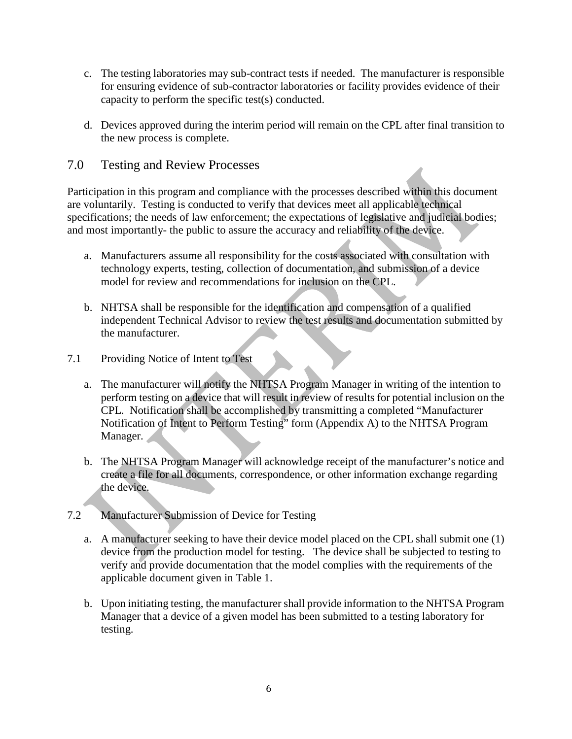c. The testing laboratories may sub-contract tests if needed. The manufacturer is responsible for ensuring evidence of sub-contractor laboratories or facility provides evidence of their capacity to perform the specific test(s) conducted.

d. Devices approved during the interim period will remain on the CPL after final transition to the new process is complete.

## 7.0 Testing and Review Processes

Participation in this program and compliance with the processes described within this document are voluntarily. Testing is conducted to verify that devices meet all applicable technical specifications; the needs of law enforcement; the expectations of legislative and judicial bodies; and most importantly- the public to assure the accuracy and reliability of the device.

a. Manufacturers assume all responsibility for the costs associated with consultation with technology experts, testing, collection of documentation, and submission of a device model for review and recommendations for inclusion on the CPL.

b. NHTSA shall be responsible for the identification and compensation of a qualified independent Technical Advisor to review the test results and documentation submitted by the manufacturer.

### 7.1 Providing Notice of Intent to Test

a. The manufacturer will notify the NHTSA Program Manager in writing of the intention to perform testing on a device that will result in review of results for potential inclusion on the CPL. Notification shall be accomplished by transmitting a completed "Manufacturer Notification of Intent to Perform Testing" form (Appendix A) to the NHTSA Program Manager.

b. The NHTSA Program Manager will acknowledge receipt of the manufacturer's notice and create a file for all documents, correspondence, or other information exchange regarding the device.

### 7.2 Manufacturer Submission of Device for Testing

a. A manufacturer seeking to have their device model placed on the CPL shall submit one (1) device from the production model for testing. The device shall be subjected to testing to verify and provide documentation that the model complies with the requirements of the applicable document given in Table 1.

b. Upon initiating testing, the manufacturer shall provide information to the NHTSA Program Manager that a device of a given model has been submitted to a testing laboratory for testing.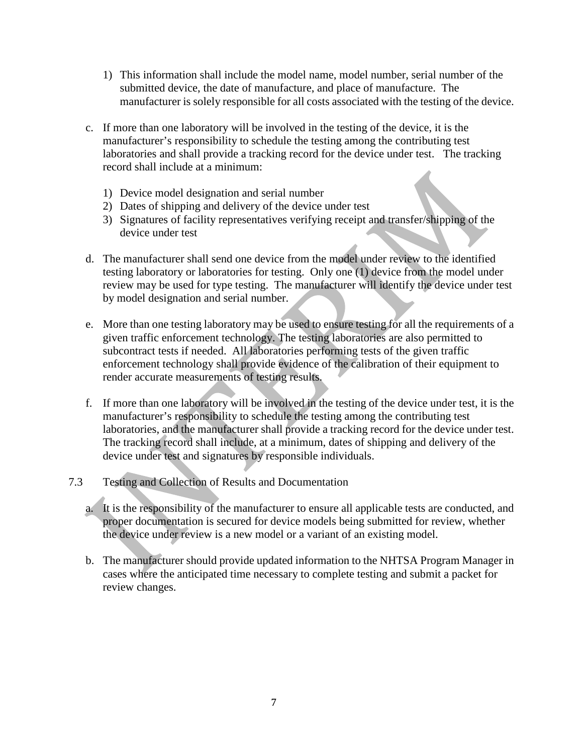1) This information shall include the model name, model number, serial number of the submitted device, the date of manufacture, and place of manufacture. The manufacturer is solely responsible for all costs associated with the testing of the device.

c. If more than one laboratory will be involved in the testing of the device, it is the manufacturer's responsibility to schedule the testing among the contributing test laboratories and shall provide a tracking record for the device under test. The tracking record shall include at a minimum:

   1) Device model designation and serial number
   2) Dates of shipping and delivery of the device under test
   3) Signatures of facility representatives verifying receipt and transfer/shipping of the device under test

d. The manufacturer shall send one device from the model under review to the identified testing laboratory or laboratories for testing. Only one (1) device from the model under review may be used for type testing. The manufacturer will identify the device under test by model designation and serial number.

e. More than one testing laboratory may be used to ensure testing for all the requirements of a given traffic enforcement technology. The testing laboratories are also permitted to subcontract tests if needed. All laboratories performing tests of the given traffic enforcement technology shall provide evidence of the calibration of their equipment to render accurate measurements of testing results.

f. If more than one laboratory will be involved in the testing of the device under test, it is the manufacturer's responsibility to schedule the testing among the contributing test laboratories, and the manufacturer shall provide a tracking record for the device under test. The tracking record shall include, at a minimum, dates of shipping and delivery of the device under test and signatures by responsible individuals.

### 7.3 Testing and Collection of Results and Documentation

a. It is the responsibility of the manufacturer to ensure all applicable tests are conducted, and proper documentation is secured for device models being submitted for review, whether the device under review is a new model or a variant of an existing model.

b. The manufacturer should provide updated information to the NHTSA Program Manager in cases where the anticipated time necessary to complete testing and submit a packet for review changes.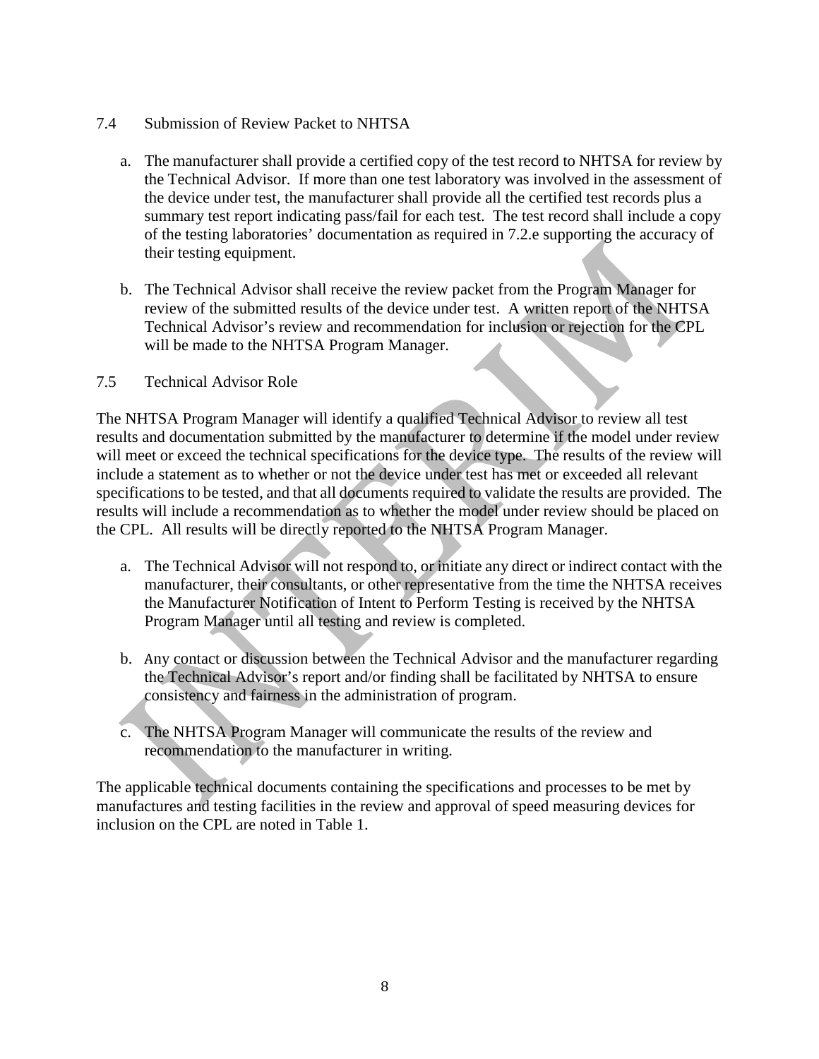### 7.4 Submission of Review Packet to NHTSA

a. The manufacturer shall provide a certified copy of the test record to NHTSA for review by the Technical Advisor. If more than one test laboratory was involved in the assessment of the device under test, the manufacturer shall provide all the certified test records plus a summary test report indicating pass/fail for each test. The test record shall include a copy of the testing laboratories' documentation as required in 7.2.e supporting the accuracy of their testing equipment.

b. The Technical Advisor shall receive the review packet from the Program Manager for review of the submitted results of the device under test. A written report of the NHTSA Technical Advisor's review and recommendation for inclusion or rejection for the CPL will be made to the NHTSA Program Manager.

### 7.5 Technical Advisor Role

The NHTSA Program Manager will identify a qualified Technical Advisor to review all test results and documentation submitted by the manufacturer to determine if the model under review will meet or exceed the technical specifications for the device type. The results of the review will include a statement as to whether or not the device under test has met or exceeded all relevant specifications to be tested, and that all documents required to validate the results are provided. The results will include a recommendation as to whether the model under review should be placed on the CPL. All results will be directly reported to the NHTSA Program Manager.

a. The Technical Advisor will not respond to, or initiate any direct or indirect contact with the manufacturer, their consultants, or other representative from the time the NHTSA receives the Manufacturer Notification of Intent to Perform Testing is received by the NHTSA Program Manager until all testing and review is completed.

b. Any contact or discussion between the Technical Advisor and the manufacturer regarding the Technical Advisor's report and/or finding shall be facilitated by NHTSA to ensure consistency and fairness in the administration of program.

c. The NHTSA Program Manager will communicate the results of the review and recommendation to the manufacturer in writing.

The applicable technical documents containing the specifications and processes to be met by manufactures and testing facilities in the review and approval of speed measuring devices for inclusion on the CPL are noted in Table 1.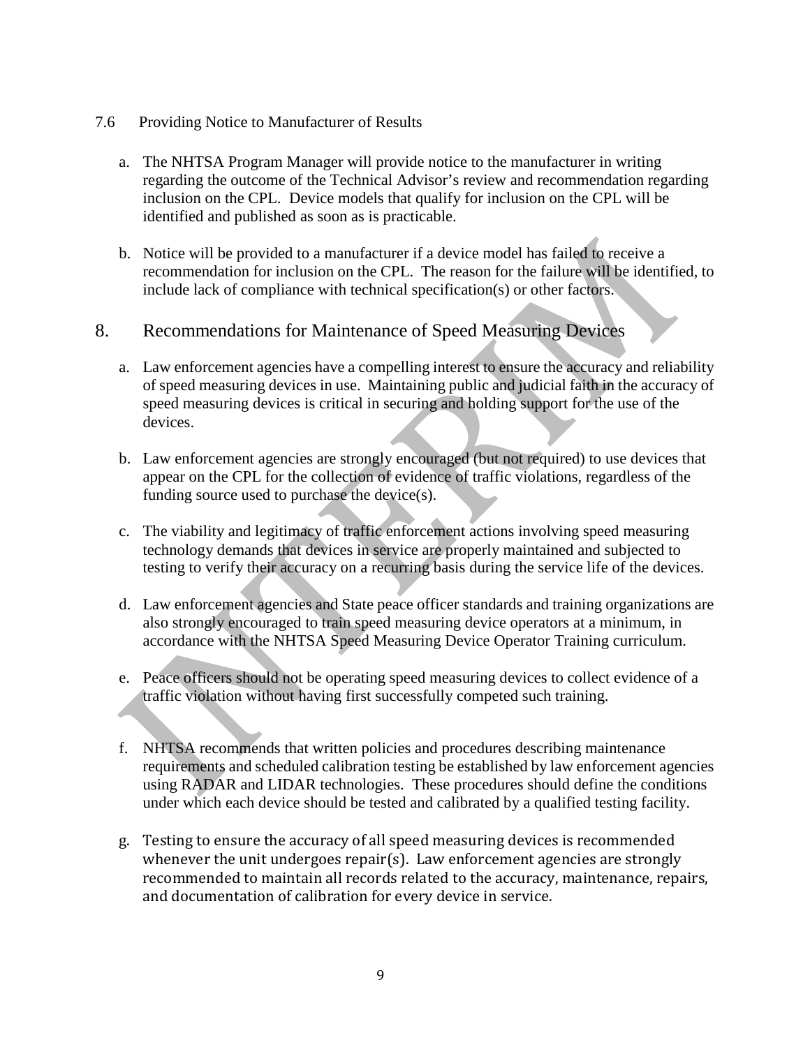7.6 Providing Notice to Manufacturer of Results

a. The NHTSA Program Manager will provide notice to the manufacturer in writing regarding the outcome of the Technical Advisor's review and recommendation regarding inclusion on the CPL. Device models that qualify for inclusion on the CPL will be identified and published as soon as is practicable.

b. Notice will be provided to a manufacturer if a device model has failed to receive a recommendation for inclusion on the CPL. The reason for the failure will be identified, to include lack of compliance with technical specification(s) or other factors.

## 8. Recommendations for Maintenance of Speed Measuring Devices

a. Law enforcement agencies have a compelling interest to ensure the accuracy and reliability of speed measuring devices in use. Maintaining public and judicial faith in the accuracy of speed measuring devices is critical in securing and holding support for the use of the devices.

b. Law enforcement agencies are strongly encouraged (but not required) to use devices that appear on the CPL for the collection of evidence of traffic violations, regardless of the funding source used to purchase the device(s).

c. The viability and legitimacy of traffic enforcement actions involving speed measuring technology demands that devices in service are properly maintained and subjected to testing to verify their accuracy on a recurring basis during the service life of the devices.

d. Law enforcement agencies and State peace officer standards and training organizations are also strongly encouraged to train speed measuring device operators at a minimum, in accordance with the NHTSA Speed Measuring Device Operator Training curriculum.

e. Peace officers should not be operating speed measuring devices to collect evidence of a traffic violation without having first successfully competed such training.

f. NHTSA recommends that written policies and procedures describing maintenance requirements and scheduled calibration testing be established by law enforcement agencies using RADAR and LIDAR technologies. These procedures should define the conditions under which each device should be tested and calibrated by a qualified testing facility.

g. Testing to ensure the accuracy of all speed measuring devices is recommended whenever the unit undergoes repair(s). Law enforcement agencies are strongly recommended to maintain all records related to the accuracy, maintenance, repairs, and documentation of calibration for every device in service.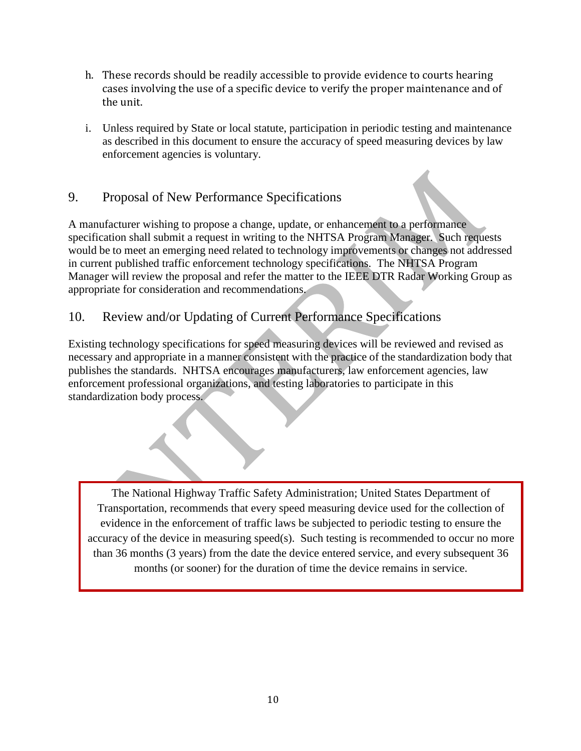h. These records should be readily accessible to provide evidence to courts hearing cases involving the use of a specific device to verify the proper maintenance and of the unit.

i. Unless required by State or local statute, participation in periodic testing and maintenance as described in this document to ensure the accuracy of speed measuring devices by law enforcement agencies is voluntary.

## 9. Proposal of New Performance Specifications

A manufacturer wishing to propose a change, update, or enhancement to a performance specification shall submit a request in writing to the NHTSA Program Manager. Such requests would be to meet an emerging need related to technology improvements or changes not addressed in current published traffic enforcement technology specifications. The NHTSA Program Manager will review the proposal and refer the matter to the IEEE DTR Radar Working Group as appropriate for consideration and recommendations.

## 10. Review and/or Updating of Current Performance Specifications

Existing technology specifications for speed measuring devices will be reviewed and revised as necessary and appropriate in a manner consistent with the practice of the standardization body that publishes the standards. NHTSA encourages manufacturers, law enforcement agencies, law enforcement professional organizations, and testing laboratories to participate in this standardization body process.

> The National Highway Traffic Safety Administration; United States Department of Transportation, recommends that every speed measuring device used for the collection of evidence in the enforcement of traffic laws be subjected to periodic testing to ensure the accuracy of the device in measuring speed(s). Such testing is recommended to occur no more than 36 months (3 years) from the date the device entered service, and every subsequent 36 months (or sooner) for the duration of time the device remains in service.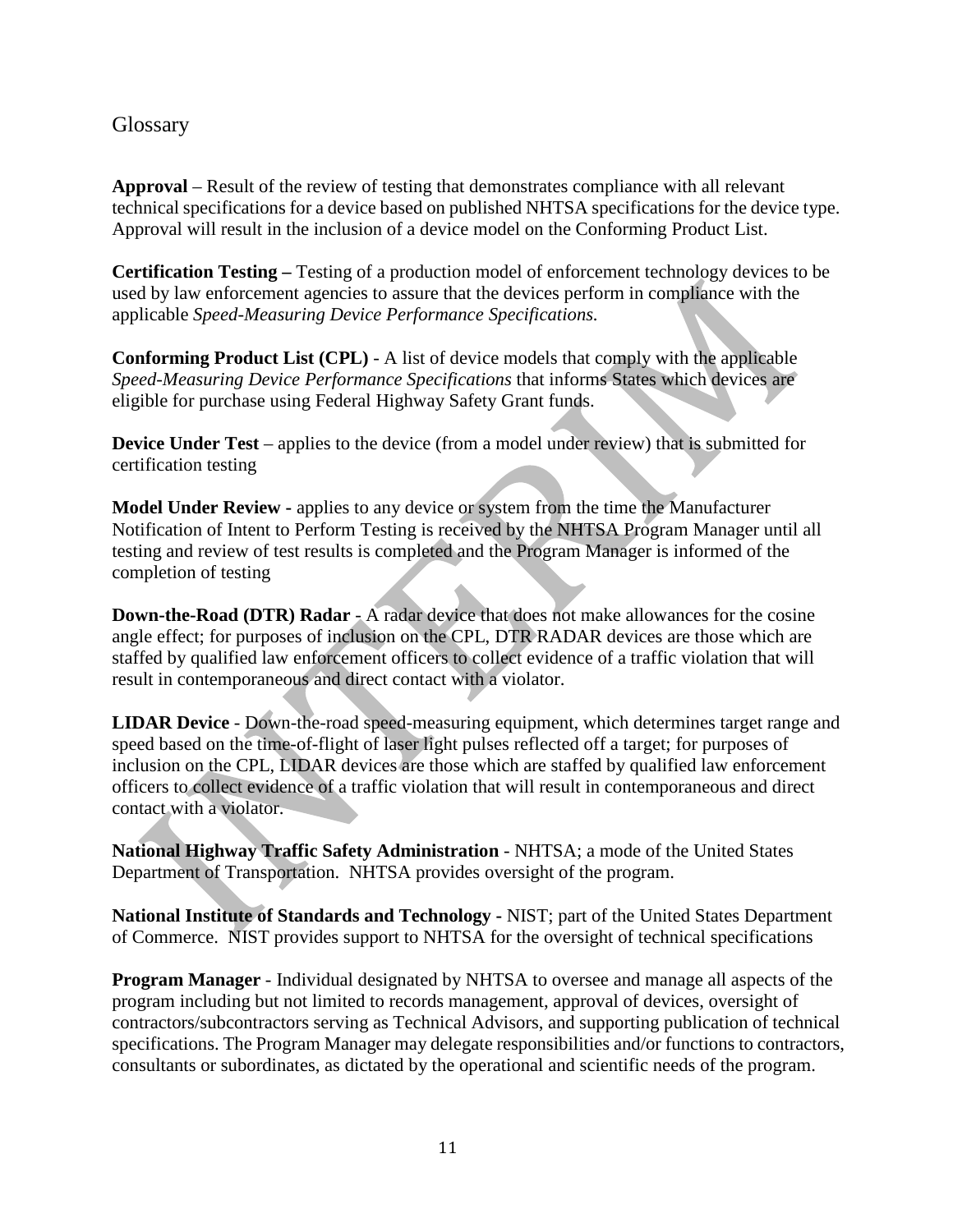## Glossary

**Approval** – Result of the review of testing that demonstrates compliance with all relevant technical specifications for a device based on published NHTSA specifications for the device type. Approval will result in the inclusion of a device model on the Conforming Product List.

**Certification Testing –** Testing of a production model of enforcement technology devices to be used by law enforcement agencies to assure that the devices perform in compliance with the applicable *Speed-Measuring Device Performance Specifications.*

**Conforming Product List (CPL)** - A list of device models that comply with the applicable *Speed-Measuring Device Performance Specifications* that informs States which devices are eligible for purchase using Federal Highway Safety Grant funds.

**Device Under Test** – applies to the device (from a model under review) that is submitted for certification testing

**Model Under Review -** applies to any device or system from the time the Manufacturer Notification of Intent to Perform Testing is received by the NHTSA Program Manager until all testing and review of test results is completed and the Program Manager is informed of the completion of testing

**Down-the-Road (DTR) Radar** - A radar device that does not make allowances for the cosine angle effect; for purposes of inclusion on the CPL, DTR RADAR devices are those which are staffed by qualified law enforcement officers to collect evidence of a traffic violation that will result in contemporaneous and direct contact with a violator.

**LIDAR Device** - Down-the-road speed-measuring equipment, which determines target range and speed based on the time-of-flight of laser light pulses reflected off a target; for purposes of inclusion on the CPL, LIDAR devices are those which are staffed by qualified law enforcement officers to collect evidence of a traffic violation that will result in contemporaneous and direct contact with a violator.

**National Highway Traffic Safety Administration** - NHTSA; a mode of the United States Department of Transportation. NHTSA provides oversight of the program.

**National Institute of Standards and Technology -** NIST; part of the United States Department of Commerce. NIST provides support to NHTSA for the oversight of technical specifications

**Program Manager** - Individual designated by NHTSA to oversee and manage all aspects of the program including but not limited to records management, approval of devices, oversight of contractors/subcontractors serving as Technical Advisors, and supporting publication of technical specifications. The Program Manager may delegate responsibilities and/or functions to contractors, consultants or subordinates, as dictated by the operational and scientific needs of the program.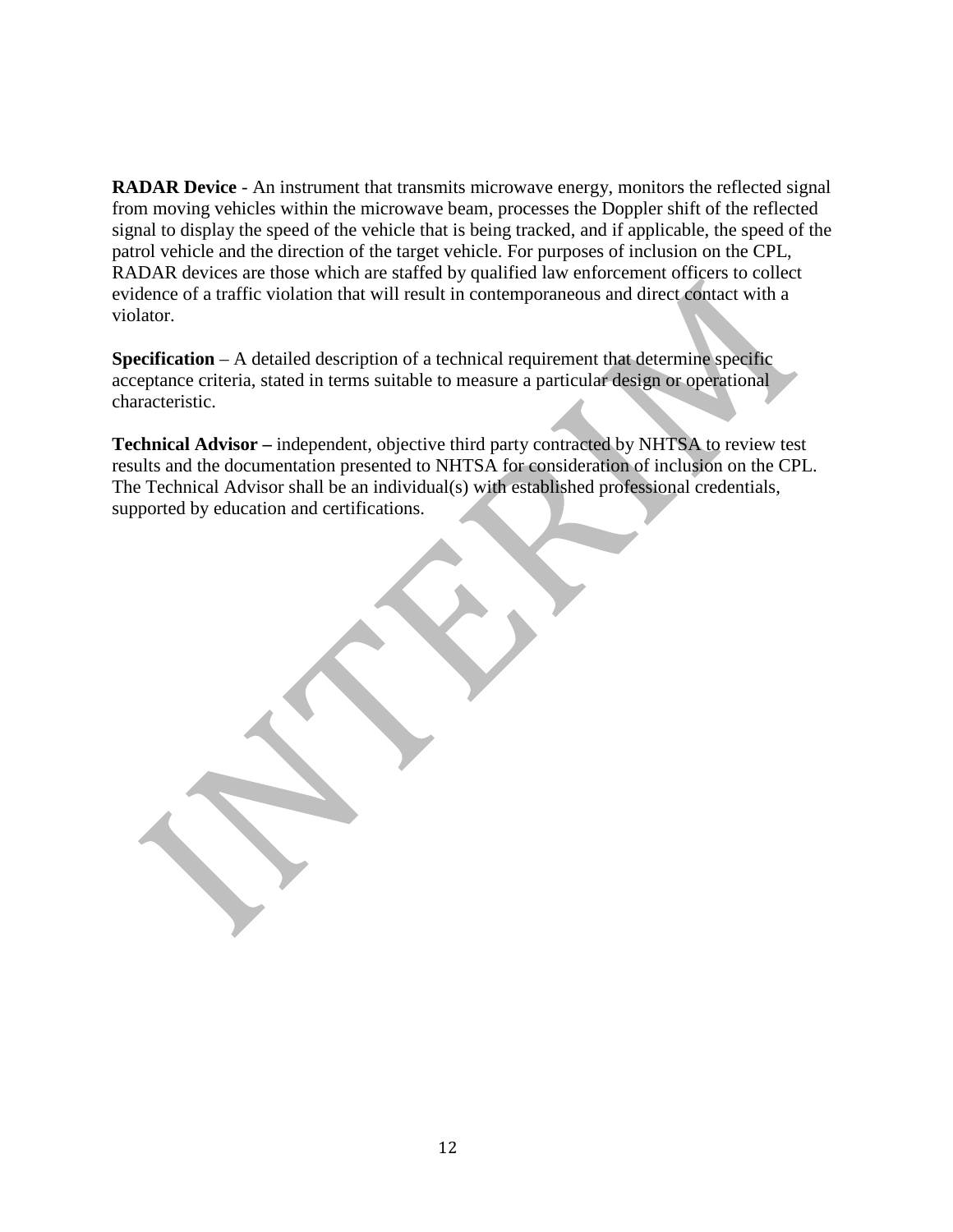**RADAR Device** - An instrument that transmits microwave energy, monitors the reflected signal from moving vehicles within the microwave beam, processes the Doppler shift of the reflected signal to display the speed of the vehicle that is being tracked, and if applicable, the speed of the patrol vehicle and the direction of the target vehicle. For purposes of inclusion on the CPL, RADAR devices are those which are staffed by qualified law enforcement officers to collect evidence of a traffic violation that will result in contemporaneous and direct contact with a violator.

**Specification** – A detailed description of a technical requirement that determine specific acceptance criteria, stated in terms suitable to measure a particular design or operational characteristic.

**Technical Advisor –** independent, objective third party contracted by NHTSA to review test results and the documentation presented to NHTSA for consideration of inclusion on the CPL. The Technical Advisor shall be an individual(s) with established professional credentials, supported by education and certifications.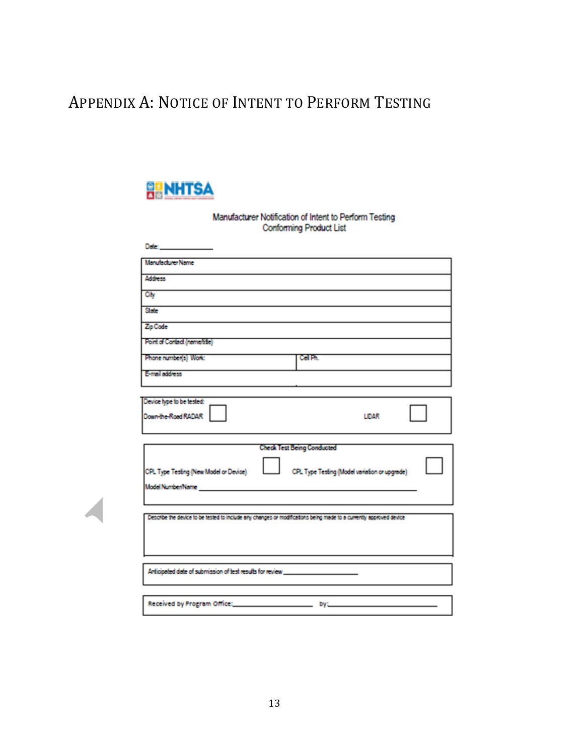# Appendix A: Notice of Intent to Perform Testing

NHTSA

Manufacturer Notification of Intent to Perform Testing
Conforming Product List

Date: ____________

| Manufacturer Name | |
|---|---|
| Address | |
| City | |
| State | |
| Zip Code | |
| Point of Contact (name/title) | |
| Phone number(s) Work: | Cell Ph. |
| E-mail address | |

Device type to be tested:

Down-the-Road RADAR ☐ LIDAR ☐

**Check Test Being Conducted**

CPL Type Testing (New Model or Device) ☐ CPL Type Testing (Model variation or upgrade) ☐

Model Number/Name ____________________________

Describe the device to be tested to include any changes or modifications being made to a currently approved device

Anticipated date of submission of test results for review ______________

Received by Program Office: ______________ by: ______________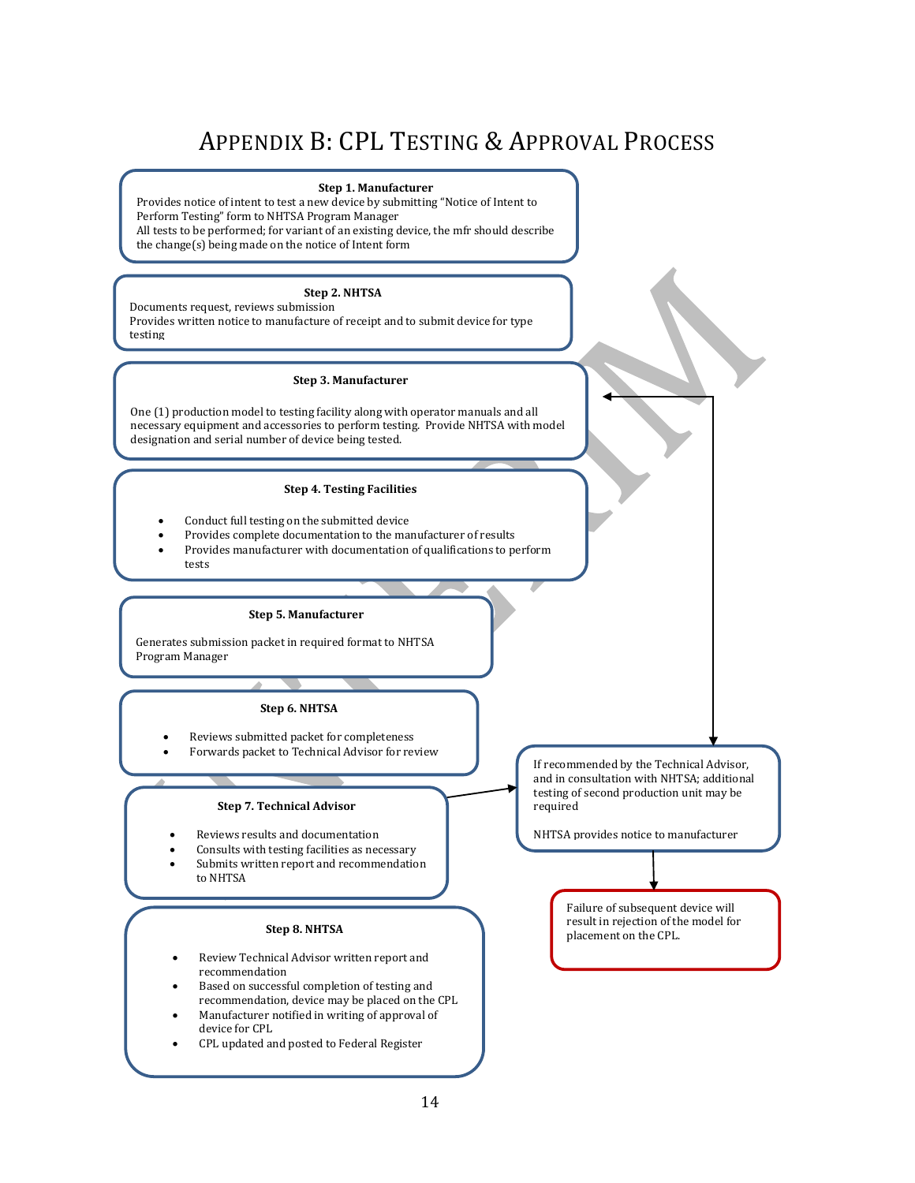# APPENDIX B: CPL TESTING & APPROVAL PROCESS

**Step 1. Manufacturer**

Provides notice of intent to test a new device by submitting "Notice of Intent to Perform Testing" form to NHTSA Program Manager

All tests to be performed; for variant of an existing device, the mfr should describe the change(s) being made on the notice of Intent form

**Step 2. NHTSA**

Documents request, reviews submission

Provides written notice to manufacture of receipt and to submit device for type testing

**Step 3. Manufacturer**

One (1) production model to testing facility along with operator manuals and all necessary equipment and accessories to perform testing. Provide NHTSA with model designation and serial number of device being tested.

**Step 4. Testing Facilities**

- Conduct full testing on the submitted device
- Provides complete documentation to the manufacturer of results
- Provides manufacturer with documentation of qualifications to perform tests

**Step 5. Manufacturer**

Generates submission packet in required format to NHTSA Program Manager

**Step 6. NHTSA**

- Reviews submitted packet for completeness
- Forwards packet to Technical Advisor for review

**Step 7. Technical Advisor**

- Reviews results and documentation
- Consults with testing facilities as necessary
- Submits written report and recommendation to NHTSA

If recommended by the Technical Advisor, and in consultation with NHTSA; additional testing of second production unit may be required

NHTSA provides notice to manufacturer

Failure of subsequent device will result in rejection of the model for placement on the CPL.

**Step 8. NHTSA**

- Review Technical Advisor written report and recommendation
- Based on successful completion of testing and recommendation, device may be placed on the CPL
- Manufacturer notified in writing of approval of device for CPL
- CPL updated and posted to Federal Register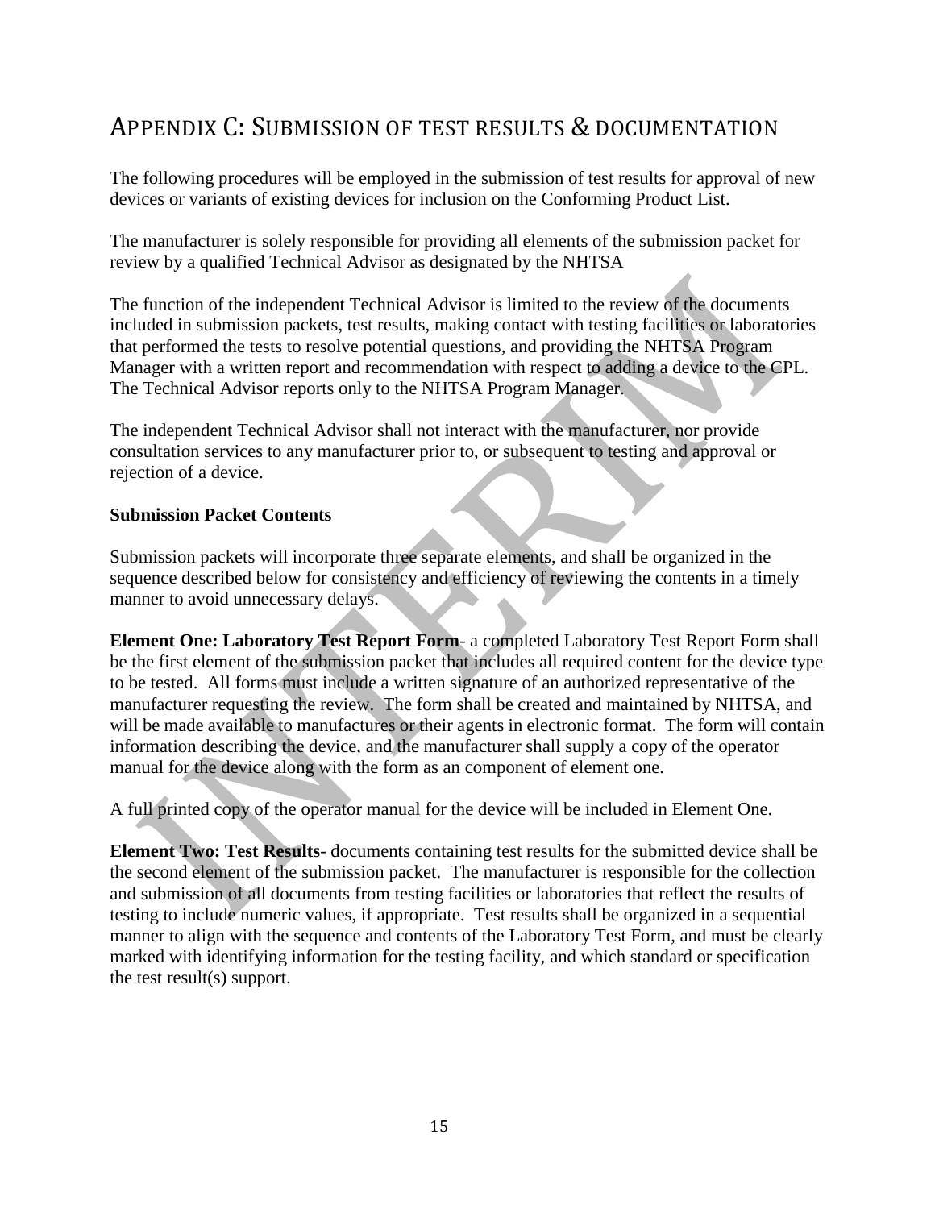# Appendix C: Submission of Test Results & Documentation

The following procedures will be employed in the submission of test results for approval of new devices or variants of existing devices for inclusion on the Conforming Product List.

The manufacturer is solely responsible for providing all elements of the submission packet for review by a qualified Technical Advisor as designated by the NHTSA

The function of the independent Technical Advisor is limited to the review of the documents included in submission packets, test results, making contact with testing facilities or laboratories that performed the tests to resolve potential questions, and providing the NHTSA Program Manager with a written report and recommendation with respect to adding a device to the CPL. The Technical Advisor reports only to the NHTSA Program Manager.

The independent Technical Advisor shall not interact with the manufacturer, nor provide consultation services to any manufacturer prior to, or subsequent to testing and approval or rejection of a device.

**Submission Packet Contents**

Submission packets will incorporate three separate elements, and shall be organized in the sequence described below for consistency and efficiency of reviewing the contents in a timely manner to avoid unnecessary delays.

**Element One: Laboratory Test Report Form**- a completed Laboratory Test Report Form shall be the first element of the submission packet that includes all required content for the device type to be tested. All forms must include a written signature of an authorized representative of the manufacturer requesting the review. The form shall be created and maintained by NHTSA, and will be made available to manufactures or their agents in electronic format. The form will contain information describing the device, and the manufacturer shall supply a copy of the operator manual for the device along with the form as an component of element one.

A full printed copy of the operator manual for the device will be included in Element One.

**Element Two: Test Results**- documents containing test results for the submitted device shall be the second element of the submission packet. The manufacturer is responsible for the collection and submission of all documents from testing facilities or laboratories that reflect the results of testing to include numeric values, if appropriate. Test results shall be organized in a sequential manner to align with the sequence and contents of the Laboratory Test Form, and must be clearly marked with identifying information for the testing facility, and which standard or specification the test result(s) support.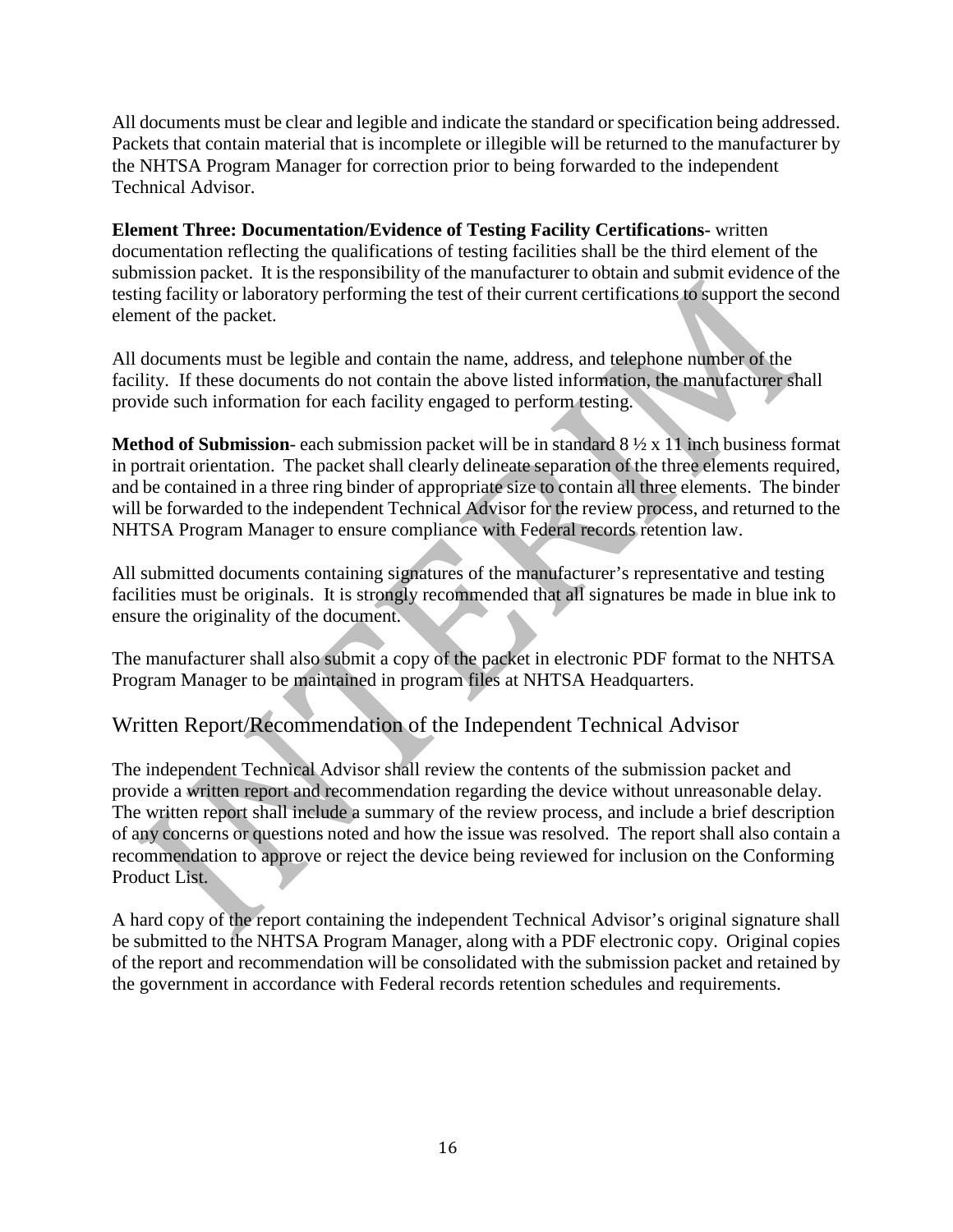All documents must be clear and legible and indicate the standard or specification being addressed. Packets that contain material that is incomplete or illegible will be returned to the manufacturer by the NHTSA Program Manager for correction prior to being forwarded to the independent Technical Advisor.

**Element Three: Documentation/Evidence of Testing Facility Certifications-** written documentation reflecting the qualifications of testing facilities shall be the third element of the submission packet. It is the responsibility of the manufacturer to obtain and submit evidence of the testing facility or laboratory performing the test of their current certifications to support the second element of the packet.

All documents must be legible and contain the name, address, and telephone number of the facility. If these documents do not contain the above listed information, the manufacturer shall provide such information for each facility engaged to perform testing.

**Method of Submission**- each submission packet will be in standard 8 ½ x 11 inch business format in portrait orientation. The packet shall clearly delineate separation of the three elements required, and be contained in a three ring binder of appropriate size to contain all three elements. The binder will be forwarded to the independent Technical Advisor for the review process, and returned to the NHTSA Program Manager to ensure compliance with Federal records retention law.

All submitted documents containing signatures of the manufacturer's representative and testing facilities must be originals. It is strongly recommended that all signatures be made in blue ink to ensure the originality of the document.

The manufacturer shall also submit a copy of the packet in electronic PDF format to the NHTSA Program Manager to be maintained in program files at NHTSA Headquarters.

## Written Report/Recommendation of the Independent Technical Advisor

The independent Technical Advisor shall review the contents of the submission packet and provide a written report and recommendation regarding the device without unreasonable delay. The written report shall include a summary of the review process, and include a brief description of any concerns or questions noted and how the issue was resolved. The report shall also contain a recommendation to approve or reject the device being reviewed for inclusion on the Conforming Product List.

A hard copy of the report containing the independent Technical Advisor's original signature shall be submitted to the NHTSA Program Manager, along with a PDF electronic copy. Original copies of the report and recommendation will be consolidated with the submission packet and retained by the government in accordance with Federal records retention schedules and requirements.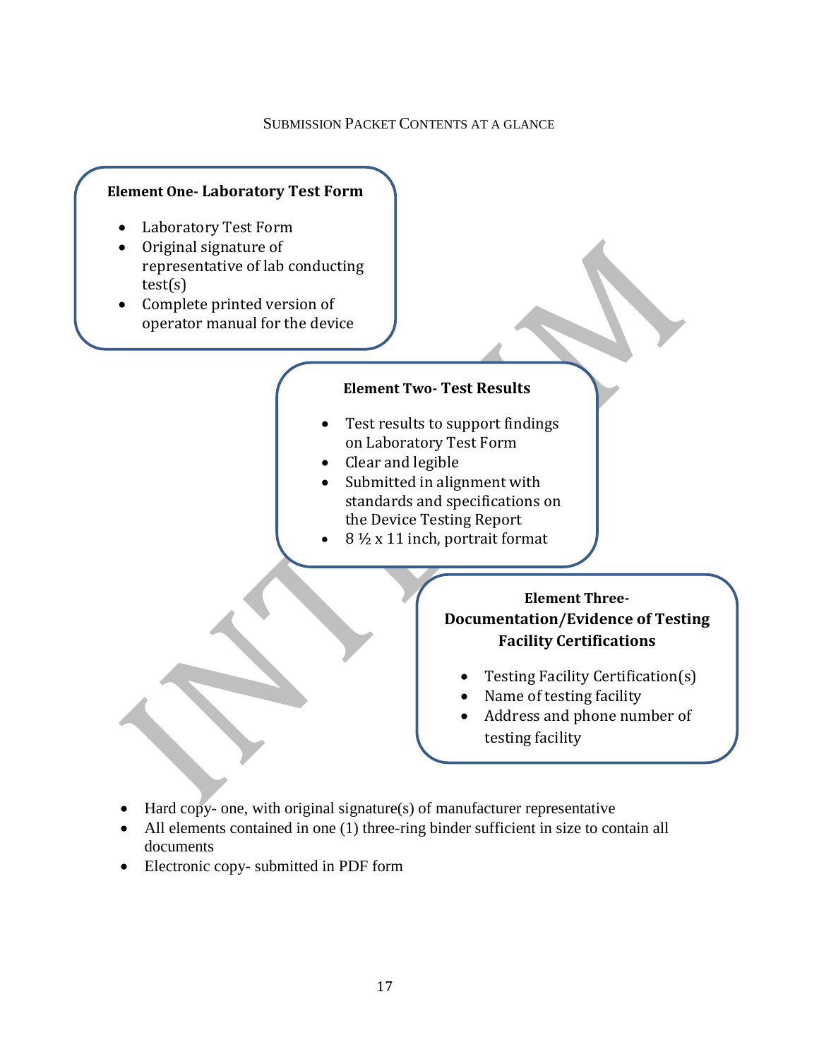SUBMISSION PACKET CONTENTS AT A GLANCE

**Element One- Laboratory Test Form**

- Laboratory Test Form
- Original signature of representative of lab conducting test(s)
- Complete printed version of operator manual for the device

**Element Two- Test Results**

- Test results to support findings on Laboratory Test Form
- Clear and legible
- Submitted in alignment with standards and specifications on the Device Testing Report
- 8 ½ x 11 inch, portrait format

**Element Three- Documentation/Evidence of Testing Facility Certifications**

- Testing Facility Certification(s)
- Name of testing facility
- Address and phone number of testing facility

- Hard copy- one, with original signature(s) of manufacturer representative
- All elements contained in one (1) three-ring binder sufficient in size to contain all documents
- Electronic copy- submitted in PDF form